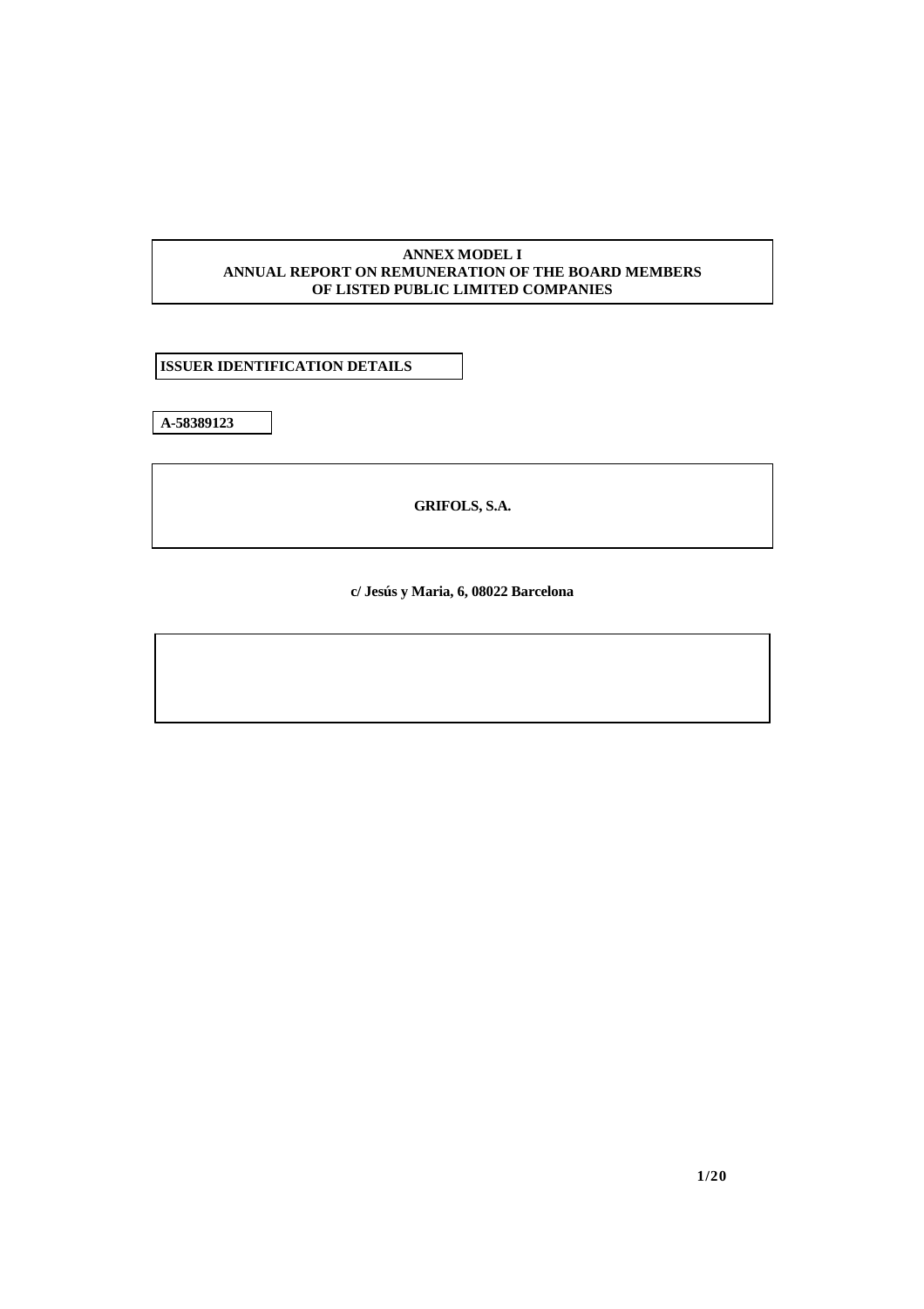**ANNEX MODEL I**
**ANNUAL REPORT ON REMUNERATION OF THE BOARD MEMBERS**
**OF LISTED PUBLIC LIMITED COMPANIES**

**ISSUER IDENTIFICATION DETAILS**

**A-58389123**

**GRIFOLS, S.A.**

**c/ Jesús y Maria, 6, 08022 Barcelona**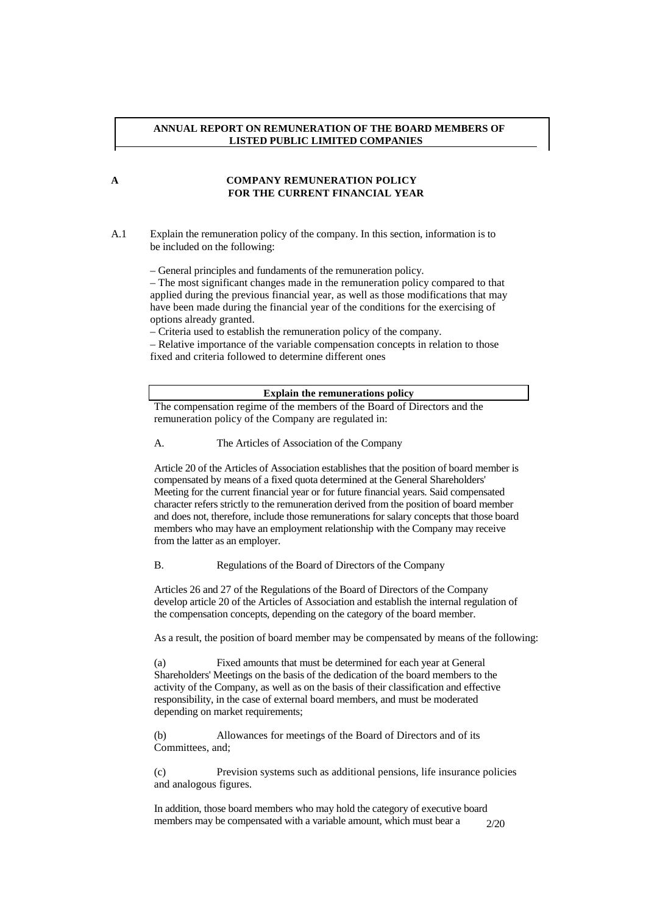**ANNUAL REPORT ON REMUNERATION OF THE BOARD MEMBERS OF LISTED PUBLIC LIMITED COMPANIES**

## A COMPANY REMUNERATION POLICY FOR THE CURRENT FINANCIAL YEAR

A.1 Explain the remuneration policy of the company. In this section, information is to be included on the following:

– General principles and fundaments of the remuneration policy.
– The most significant changes made in the remuneration policy compared to that applied during the previous financial year, as well as those modifications that may have been made during the financial year of the conditions for the exercising of options already granted.
– Criteria used to establish the remuneration policy of the company.
– Relative importance of the variable compensation concepts in relation to those fixed and criteria followed to determine different ones

**Explain the remunerations policy**

The compensation regime of the members of the Board of Directors and the remuneration policy of the Company are regulated in:

A. The Articles of Association of the Company

Article 20 of the Articles of Association establishes that the position of board member is compensated by means of a fixed quota determined at the General Shareholders' Meeting for the current financial year or for future financial years. Said compensated character refers strictly to the remuneration derived from the position of board member and does not, therefore, include those remunerations for salary concepts that those board members who may have an employment relationship with the Company may receive from the latter as an employer.

B. Regulations of the Board of Directors of the Company

Articles 26 and 27 of the Regulations of the Board of Directors of the Company develop article 20 of the Articles of Association and establish the internal regulation of the compensation concepts, depending on the category of the board member.

As a result, the position of board member may be compensated by means of the following:

(a) Fixed amounts that must be determined for each year at General Shareholders' Meetings on the basis of the dedication of the board members to the activity of the Company, as well as on the basis of their classification and effective responsibility, in the case of external board members, and must be moderated depending on market requirements;

(b) Allowances for meetings of the Board of Directors and of its Committees, and;

(c) Prevision systems such as additional pensions, life insurance policies and analogous figures.

In addition, those board members who may hold the category of executive board members may be compensated with a variable amount, which must bear a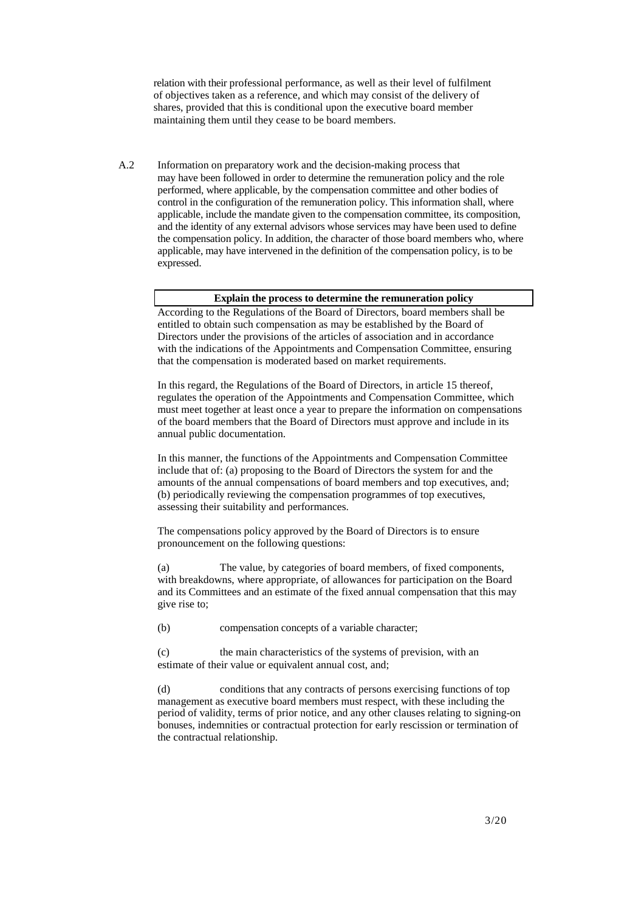relation with their professional performance, as well as their level of fulfilment of objectives taken as a reference, and which may consist of the delivery of shares, provided that this is conditional upon the executive board member maintaining them until they cease to be board members.

A.2 Information on preparatory work and the decision-making process that may have been followed in order to determine the remuneration policy and the role performed, where applicable, by the compensation committee and other bodies of control in the configuration of the remuneration policy. This information shall, where applicable, include the mandate given to the compensation committee, its composition, and the identity of any external advisors whose services may have been used to define the compensation policy. In addition, the character of those board members who, where applicable, may have intervened in the definition of the compensation policy, is to be expressed.

| **Explain the process to determine the remuneration policy** |
|---|

According to the Regulations of the Board of Directors, board members shall be entitled to obtain such compensation as may be established by the Board of Directors under the provisions of the articles of association and in accordance with the indications of the Appointments and Compensation Committee, ensuring that the compensation is moderated based on market requirements.

In this regard, the Regulations of the Board of Directors, in article 15 thereof, regulates the operation of the Appointments and Compensation Committee, which must meet together at least once a year to prepare the information on compensations of the board members that the Board of Directors must approve and include in its annual public documentation.

In this manner, the functions of the Appointments and Compensation Committee include that of: (a) proposing to the Board of Directors the system for and the amounts of the annual compensations of board members and top executives, and; (b) periodically reviewing the compensation programmes of top executives, assessing their suitability and performances.

The compensations policy approved by the Board of Directors is to ensure pronouncement on the following questions:

(a) The value, by categories of board members, of fixed components, with breakdowns, where appropriate, of allowances for participation on the Board and its Committees and an estimate of the fixed annual compensation that this may give rise to;

(b) compensation concepts of a variable character;

(c) the main characteristics of the systems of prevision, with an estimate of their value or equivalent annual cost, and;

(d) conditions that any contracts of persons exercising functions of top management as executive board members must respect, with these including the period of validity, terms of prior notice, and any other clauses relating to signing-on bonuses, indemnities or contractual protection for early rescission or termination of the contractual relationship.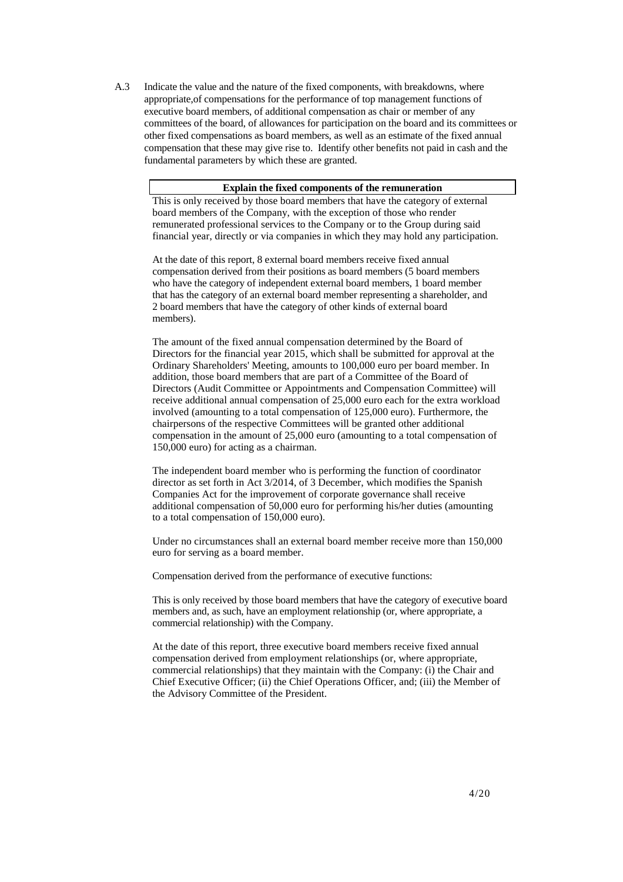A.3 Indicate the value and the nature of the fixed components, with breakdowns, where appropriate,of compensations for the performance of top management functions of executive board members, of additional compensation as chair or member of any committees of the board, of allowances for participation on the board and its committees or other fixed compensations as board members, as well as an estimate of the fixed annual compensation that these may give rise to. Identify other benefits not paid in cash and the fundamental parameters by which these are granted.

| **Explain the fixed components of the remuneration** |
|---|

This is only received by those board members that have the category of external board members of the Company, with the exception of those who render remunerated professional services to the Company or to the Group during said financial year, directly or via companies in which they may hold any participation.

At the date of this report, 8 external board members receive fixed annual compensation derived from their positions as board members (5 board members who have the category of independent external board members, 1 board member that has the category of an external board member representing a shareholder, and 2 board members that have the category of other kinds of external board members).

The amount of the fixed annual compensation determined by the Board of Directors for the financial year 2015, which shall be submitted for approval at the Ordinary Shareholders' Meeting, amounts to 100,000 euro per board member. In addition, those board members that are part of a Committee of the Board of Directors (Audit Committee or Appointments and Compensation Committee) will receive additional annual compensation of 25,000 euro each for the extra workload involved (amounting to a total compensation of 125,000 euro). Furthermore, the chairpersons of the respective Committees will be granted other additional compensation in the amount of 25,000 euro (amounting to a total compensation of 150,000 euro) for acting as a chairman.

The independent board member who is performing the function of coordinator director as set forth in Act 3/2014, of 3 December, which modifies the Spanish Companies Act for the improvement of corporate governance shall receive additional compensation of 50,000 euro for performing his/her duties (amounting to a total compensation of 150,000 euro).

Under no circumstances shall an external board member receive more than 150,000 euro for serving as a board member.

Compensation derived from the performance of executive functions:

This is only received by those board members that have the category of executive board members and, as such, have an employment relationship (or, where appropriate, a commercial relationship) with the Company.

At the date of this report, three executive board members receive fixed annual compensation derived from employment relationships (or, where appropriate, commercial relationships) that they maintain with the Company: (i) the Chair and Chief Executive Officer; (ii) the Chief Operations Officer, and; (iii) the Member of the Advisory Committee of the President.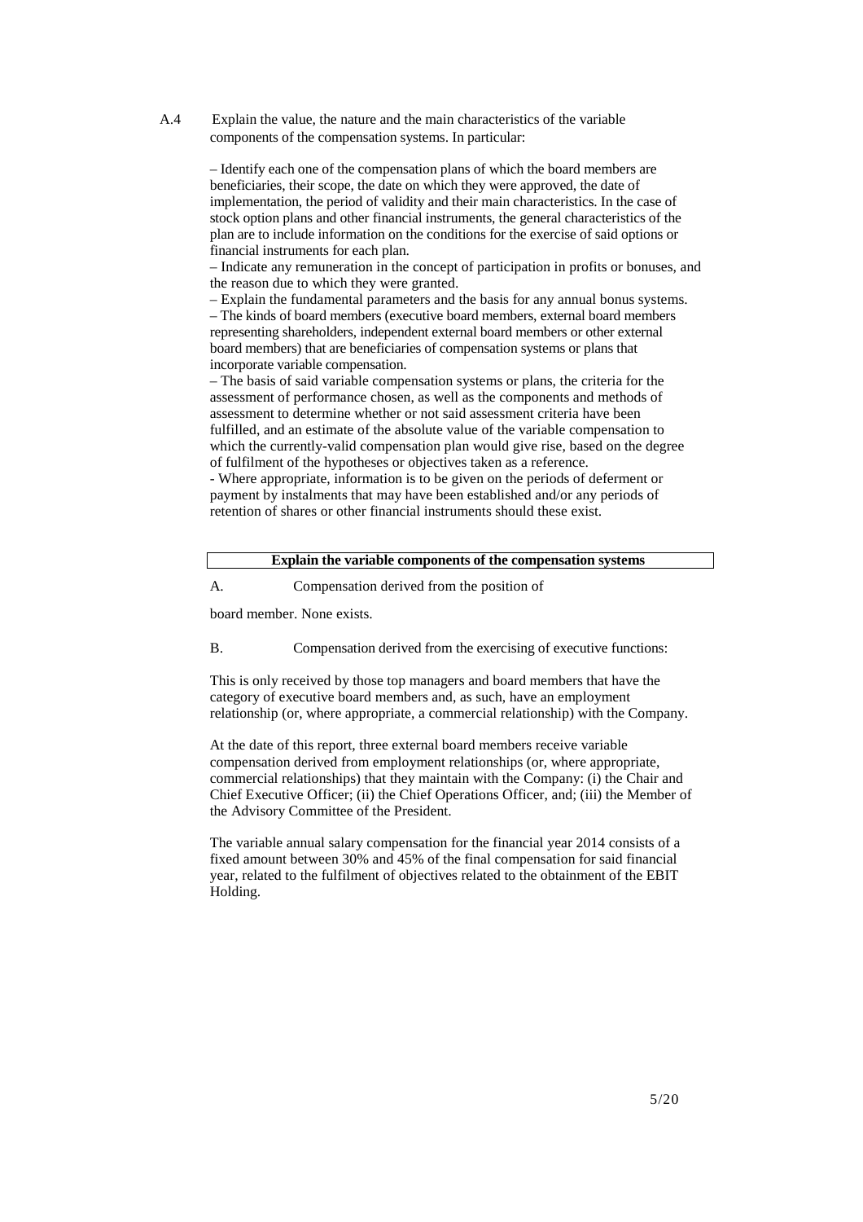A.4 Explain the value, the nature and the main characteristics of the variable components of the compensation systems. In particular:

– Identify each one of the compensation plans of which the board members are beneficiaries, their scope, the date on which they were approved, the date of implementation, the period of validity and their main characteristics. In the case of stock option plans and other financial instruments, the general characteristics of the plan are to include information on the conditions for the exercise of said options or financial instruments for each plan.
– Indicate any remuneration in the concept of participation in profits or bonuses, and the reason due to which they were granted.
– Explain the fundamental parameters and the basis for any annual bonus systems.
– The kinds of board members (executive board members, external board members representing shareholders, independent external board members or other external board members) that are beneficiaries of compensation systems or plans that incorporate variable compensation.
– The basis of said variable compensation systems or plans, the criteria for the assessment of performance chosen, as well as the components and methods of assessment to determine whether or not said assessment criteria have been fulfilled, and an estimate of the absolute value of the variable compensation to which the currently-valid compensation plan would give rise, based on the degree of fulfilment of the hypotheses or objectives taken as a reference.
- Where appropriate, information is to be given on the periods of deferment or payment by instalments that may have been established and/or any periods of retention of shares or other financial instruments should these exist.

| **Explain the variable components of the compensation systems** |
|---|

A. Compensation derived from the position of

board member. None exists.

B. Compensation derived from the exercising of executive functions:

This is only received by those top managers and board members that have the category of executive board members and, as such, have an employment relationship (or, where appropriate, a commercial relationship) with the Company.

At the date of this report, three external board members receive variable compensation derived from employment relationships (or, where appropriate, commercial relationships) that they maintain with the Company: (i) the Chair and Chief Executive Officer; (ii) the Chief Operations Officer, and; (iii) the Member of the Advisory Committee of the President.

The variable annual salary compensation for the financial year 2014 consists of a fixed amount between 30% and 45% of the final compensation for said financial year, related to the fulfilment of objectives related to the obtainment of the EBIT Holding.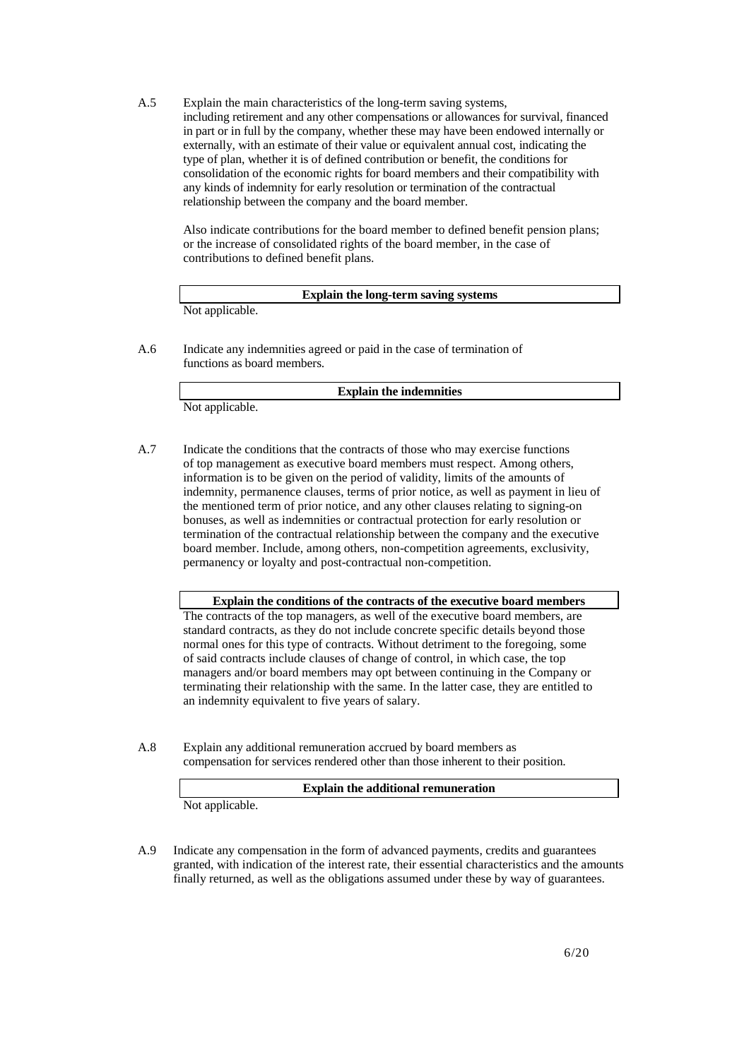A.5 Explain the main characteristics of the long-term saving systems, including retirement and any other compensations or allowances for survival, financed in part or in full by the company, whether these may have been endowed internally or externally, with an estimate of their value or equivalent annual cost, indicating the type of plan, whether it is of defined contribution or benefit, the conditions for consolidation of the economic rights for board members and their compatibility with any kinds of indemnity for early resolution or termination of the contractual relationship between the company and the board member.

Also indicate contributions for the board member to defined benefit pension plans; or the increase of consolidated rights of the board member, in the case of contributions to defined benefit plans.

| Explain the long-term saving systems |
|---|
| Not applicable. |

A.6 Indicate any indemnities agreed or paid in the case of termination of functions as board members.

| Explain the indemnities |
|---|
| Not applicable. |

A.7 Indicate the conditions that the contracts of those who may exercise functions of top management as executive board members must respect. Among others, information is to be given on the period of validity, limits of the amounts of indemnity, permanence clauses, terms of prior notice, as well as payment in lieu of the mentioned term of prior notice, and any other clauses relating to signing-on bonuses, as well as indemnities or contractual protection for early resolution or termination of the contractual relationship between the company and the executive board member. Include, among others, non-competition agreements, exclusivity, permanency or loyalty and post-contractual non-competition.

| Explain the conditions of the contracts of the executive board members |
|---|
| The contracts of the top managers, as well of the executive board members, are standard contracts, as they do not include concrete specific details beyond those normal ones for this type of contracts. Without detriment to the foregoing, some of said contracts include clauses of change of control, in which case, the top managers and/or board members may opt between continuing in the Company or terminating their relationship with the same. In the latter case, they are entitled to an indemnity equivalent to five years of salary. |

A.8 Explain any additional remuneration accrued by board members as compensation for services rendered other than those inherent to their position.

| Explain the additional remuneration |
|---|
| Not applicable. |

A.9 Indicate any compensation in the form of advanced payments, credits and guarantees granted, with indication of the interest rate, their essential characteristics and the amounts finally returned, as well as the obligations assumed under these by way of guarantees.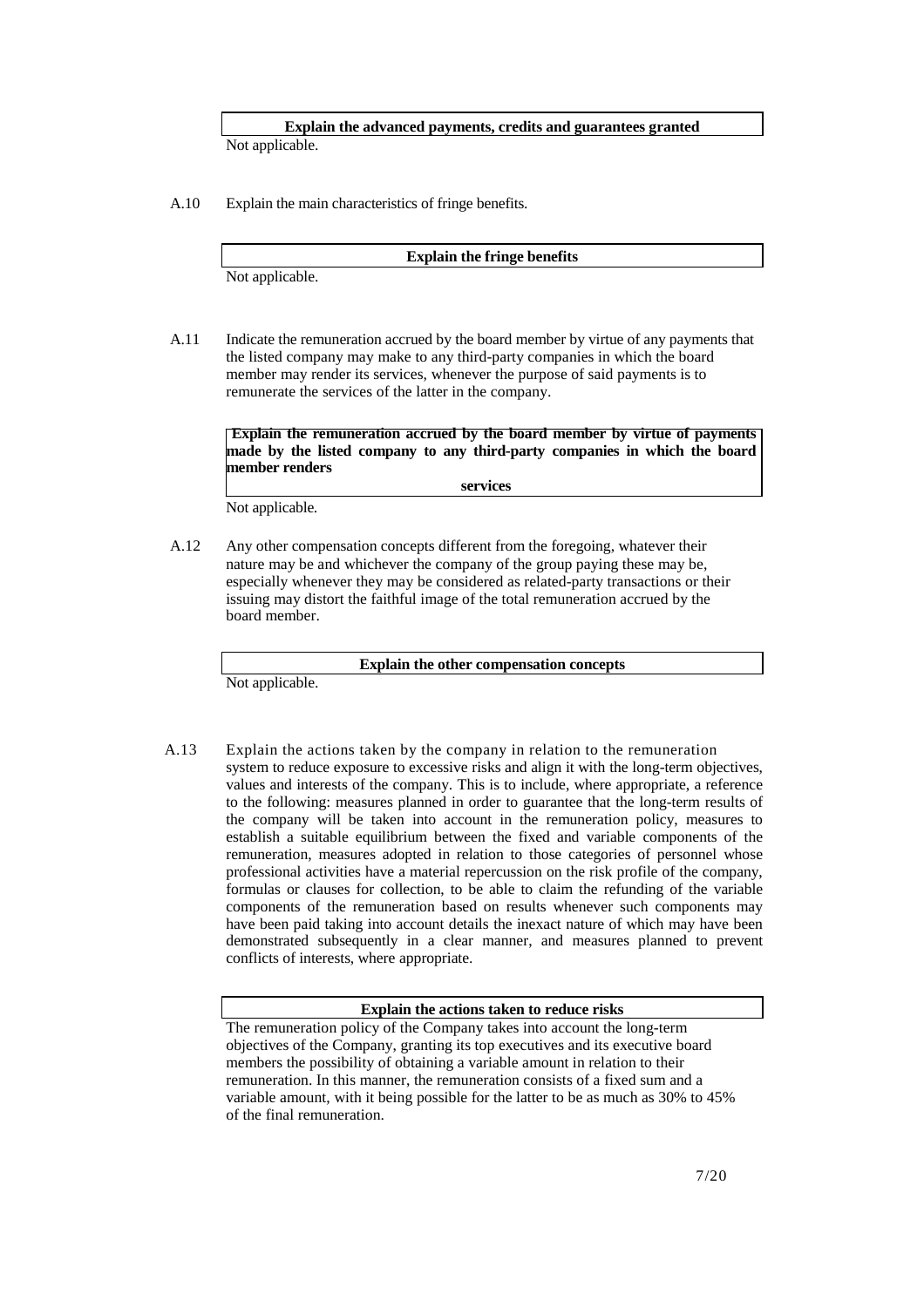| Explain the advanced payments, credits and guarantees granted |
| --- |

Not applicable.

A.10 Explain the main characteristics of fringe benefits.

| Explain the fringe benefits |
| --- |

Not applicable.

A.11 Indicate the remuneration accrued by the board member by virtue of any payments that the listed company may make to any third-party companies in which the board member may render its services, whenever the purpose of said payments is to remunerate the services of the latter in the company.

| Explain the remuneration accrued by the board member by virtue of payments made by the listed company to any third-party companies in which the board member renders services |
| --- |

Not applicable.

A.12 Any other compensation concepts different from the foregoing, whatever their nature may be and whichever the company of the group paying these may be, especially whenever they may be considered as related-party transactions or their issuing may distort the faithful image of the total remuneration accrued by the board member.

| Explain the other compensation concepts |
| --- |

Not applicable.

A.13 Explain the actions taken by the company in relation to the remuneration system to reduce exposure to excessive risks and align it with the long-term objectives, values and interests of the company. This is to include, where appropriate, a reference to the following: measures planned in order to guarantee that the long-term results of the company will be taken into account in the remuneration policy, measures to establish a suitable equilibrium between the fixed and variable components of the remuneration, measures adopted in relation to those categories of personnel whose professional activities have a material repercussion on the risk profile of the company, formulas or clauses for collection, to be able to claim the refunding of the variable components of the remuneration based on results whenever such components may have been paid taking into account details the inexact nature of which may have been demonstrated subsequently in a clear manner, and measures planned to prevent conflicts of interests, where appropriate.

| Explain the actions taken to reduce risks |
| --- |

The remuneration policy of the Company takes into account the long-term objectives of the Company, granting its top executives and its executive board members the possibility of obtaining a variable amount in relation to their remuneration. In this manner, the remuneration consists of a fixed sum and a variable amount, with it being possible for the latter to be as much as 30% to 45% of the final remuneration.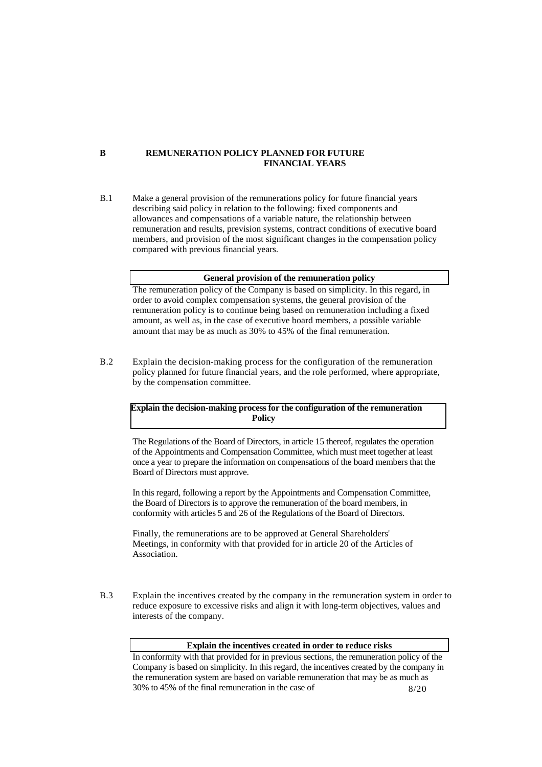## B REMUNERATION POLICY PLANNED FOR FUTURE FINANCIAL YEARS

B.1 Make a general provision of the remunerations policy for future financial years describing said policy in relation to the following: fixed components and allowances and compensations of a variable nature, the relationship between remuneration and results, prevision systems, contract conditions of executive board members, and provision of the most significant changes in the compensation policy compared with previous financial years.

| General provision of the remuneration policy |
| --- |
| The remuneration policy of the Company is based on simplicity. In this regard, in order to avoid complex compensation systems, the general provision of the remuneration policy is to continue being based on remuneration including a fixed amount, as well as, in the case of executive board members, a possible variable amount that may be as much as 30% to 45% of the final remuneration. |

B.2 Explain the decision-making process for the configuration of the remuneration policy planned for future financial years, and the role performed, where appropriate, by the compensation committee.

| Explain the decision-making process for the configuration of the remuneration Policy |
| --- |
| The Regulations of the Board of Directors, in article 15 thereof, regulates the operation of the Appointments and Compensation Committee, which must meet together at least once a year to prepare the information on compensations of the board members that the Board of Directors must approve.<br><br>In this regard, following a report by the Appointments and Compensation Committee, the Board of Directors is to approve the remuneration of the board members, in conformity with articles 5 and 26 of the Regulations of the Board of Directors.<br><br>Finally, the remunerations are to be approved at General Shareholders' Meetings, in conformity with that provided for in article 20 of the Articles of Association. |

B.3 Explain the incentives created by the company in the remuneration system in order to reduce exposure to excessive risks and align it with long-term objectives, values and interests of the company.

| Explain the incentives created in order to reduce risks |
| --- |
| In conformity with that provided for in previous sections, the remuneration policy of the Company is based on simplicity. In this regard, the incentives created by the company in the remuneration system are based on variable remuneration that may be as much as 30% to 45% of the final remuneration in the case of |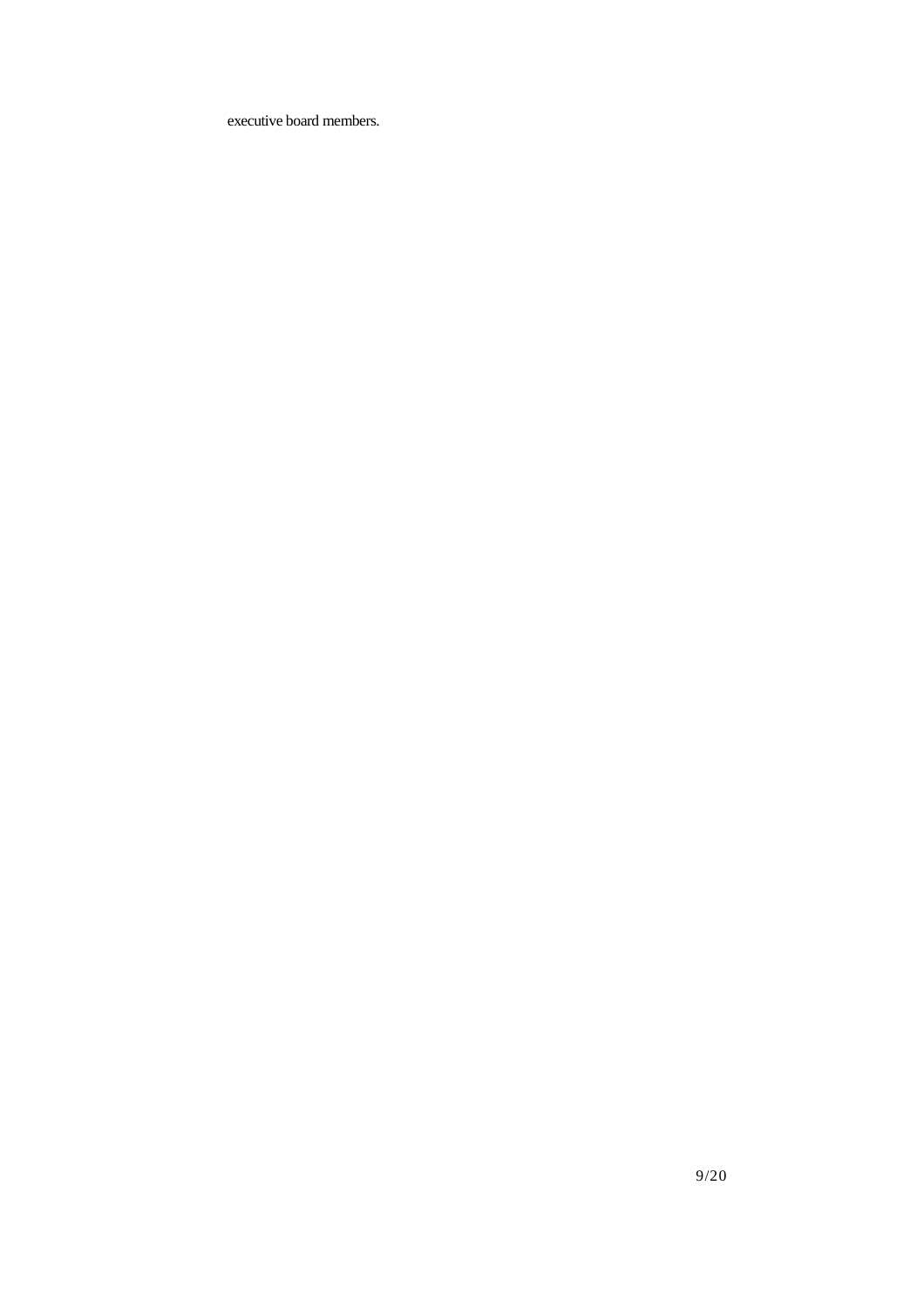executive board members.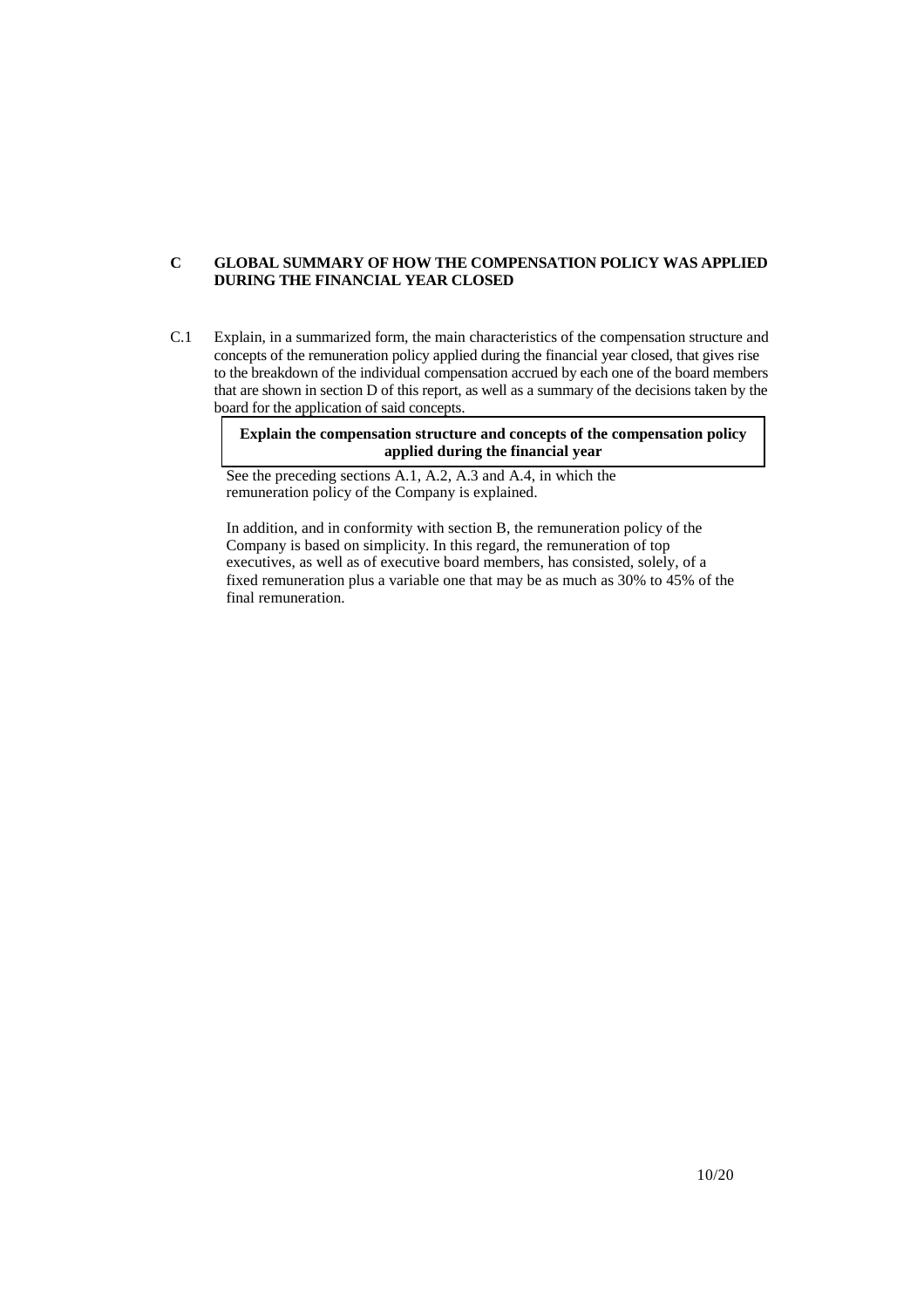## C GLOBAL SUMMARY OF HOW THE COMPENSATION POLICY WAS APPLIED DURING THE FINANCIAL YEAR CLOSED

C.1 Explain, in a summarized form, the main characteristics of the compensation structure and concepts of the remuneration policy applied during the financial year closed, that gives rise to the breakdown of the individual compensation accrued by each one of the board members that are shown in section D of this report, as well as a summary of the decisions taken by the board for the application of said concepts.

| **Explain the compensation structure and concepts of the compensation policy applied during the financial year** |
|---|

See the preceding sections A.1, A.2, A.3 and A.4, in which the remuneration policy of the Company is explained.

In addition, and in conformity with section B, the remuneration policy of the Company is based on simplicity. In this regard, the remuneration of top executives, as well as of executive board members, has consisted, solely, of a fixed remuneration plus a variable one that may be as much as 30% to 45% of the final remuneration.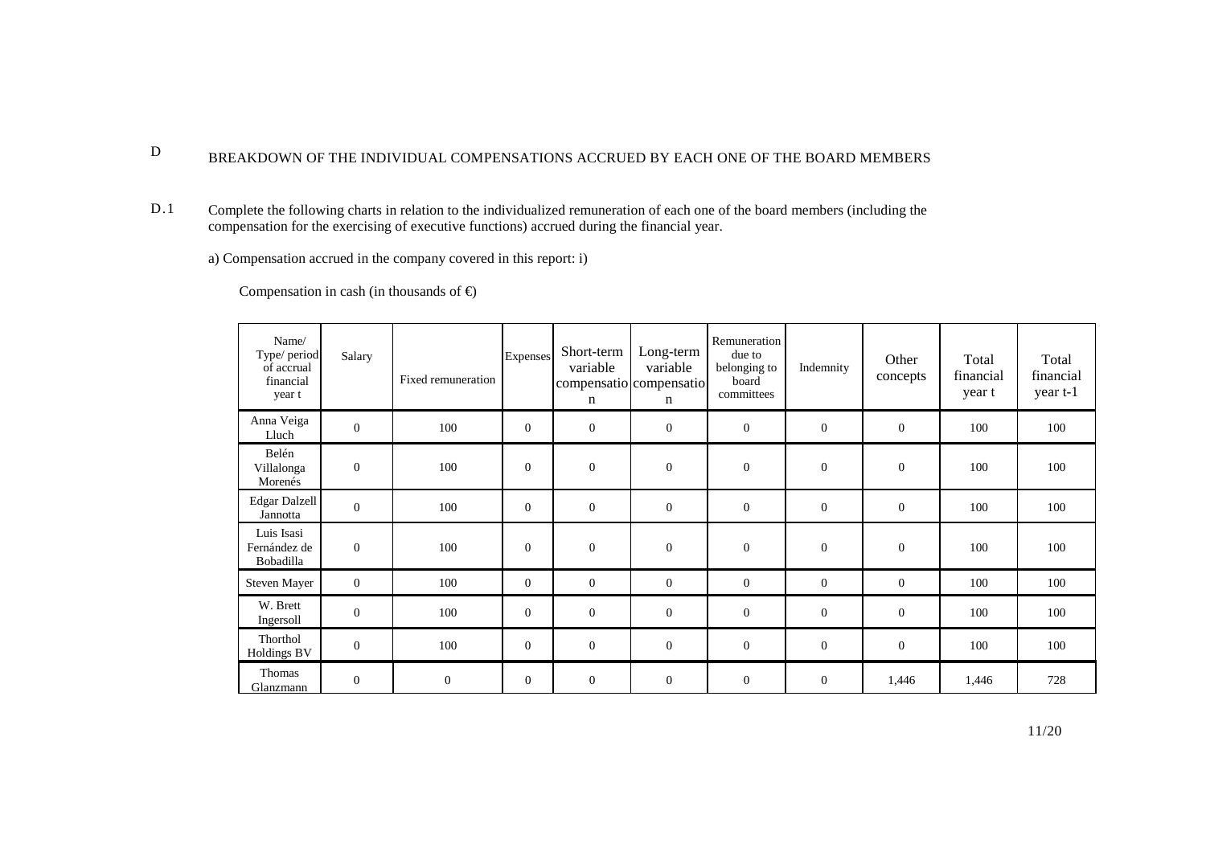## D BREAKDOWN OF THE INDIVIDUAL COMPENSATIONS ACCRUED BY EACH ONE OF THE BOARD MEMBERS

D.1 Complete the following charts in relation to the individualized remuneration of each one of the board members (including the compensation for the exercising of executive functions) accrued during the financial year.

a) Compensation accrued in the company covered in this report: i)

Compensation in cash (in thousands of €)

| Name/ Type/ period of accrual financial year t | Salary | Fixed remuneration | Expenses | Short-term variable compensation | Long-term variable compensation | Remuneration due to belonging to board committees | Indemnity | Other concepts | Total financial year t | Total financial year t-1 |
|---|---|---|---|---|---|---|---|---|---|---|
| Anna Veiga Lluch | 0 | 100 | 0 | 0 | 0 | 0 | 0 | 0 | 100 | 100 |
| Belén Villalonga Morenés | 0 | 100 | 0 | 0 | 0 | 0 | 0 | 0 | 100 | 100 |
| Edgar Dalzell Jannotta | 0 | 100 | 0 | 0 | 0 | 0 | 0 | 0 | 100 | 100 |
| Luis Isasi Fernández de Bobadilla | 0 | 100 | 0 | 0 | 0 | 0 | 0 | 0 | 100 | 100 |
| Steven Mayer | 0 | 100 | 0 | 0 | 0 | 0 | 0 | 0 | 100 | 100 |
| W. Brett Ingersoll | 0 | 100 | 0 | 0 | 0 | 0 | 0 | 0 | 100 | 100 |
| Thorthol Holdings BV | 0 | 100 | 0 | 0 | 0 | 0 | 0 | 0 | 100 | 100 |
| Thomas Glanzmann | 0 | 0 | 0 | 0 | 0 | 0 | 0 | 1,446 | 1,446 | 728 |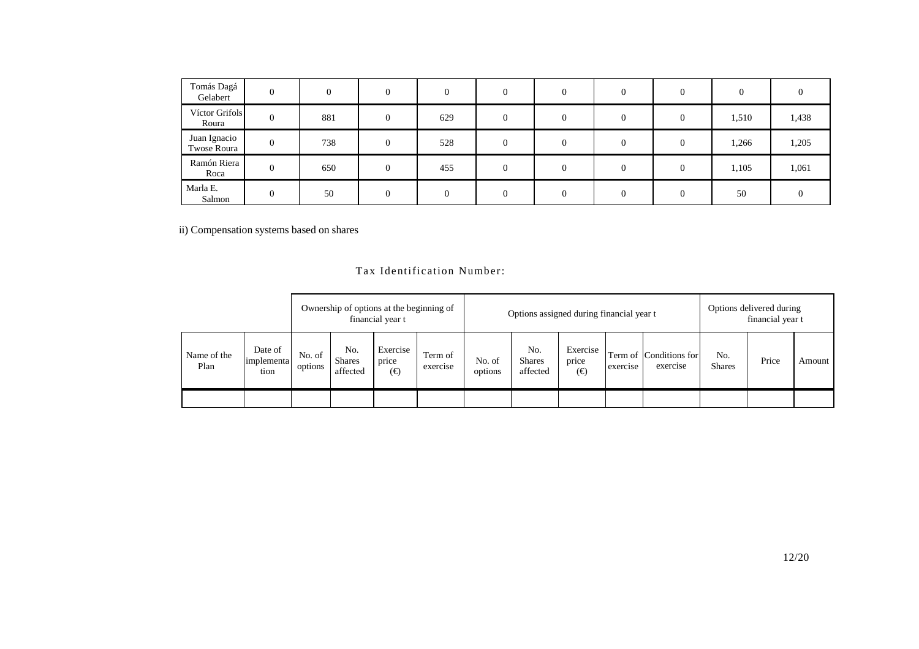| | | | | | | | | | | |
|---|---|---|---|---|---|---|---|---|---|---|
| Tomás Dagá Gelabert | 0 | 0 | 0 | 0 | 0 | 0 | 0 | 0 | 0 | 0 |
| Víctor Grifols Roura | 0 | 881 | 0 | 629 | 0 | 0 | 0 | 0 | 1,510 | 1,438 |
| Juan Ignacio Twose Roura | 0 | 738 | 0 | 528 | 0 | 0 | 0 | 0 | 1,266 | 1,205 |
| Ramón Riera Roca | 0 | 650 | 0 | 455 | 0 | 0 | 0 | 0 | 1,105 | 1,061 |
| Marla E. Salmon | 0 | 50 | 0 | 0 | 0 | 0 | 0 | 0 | 50 | 0 |

ii) Compensation systems based on shares

Tax Identification Number:

| | | Ownership of options at the beginning of financial year t | | | | Options assigned during financial year t | | | | | Options delivered during financial year t | | |
|---|---|---|---|---|---|---|---|---|---|---|---|---|---|
| Name of the Plan | Date of implementation | No. of options | No. Shares affected | Exercise price (€) | Term of exercise | No. of options | No. Shares affected | Exercise price (€) | Term of exercise | Conditions for exercise | No. Shares | Price | Amount |
| | | | | | | | | | | | | | |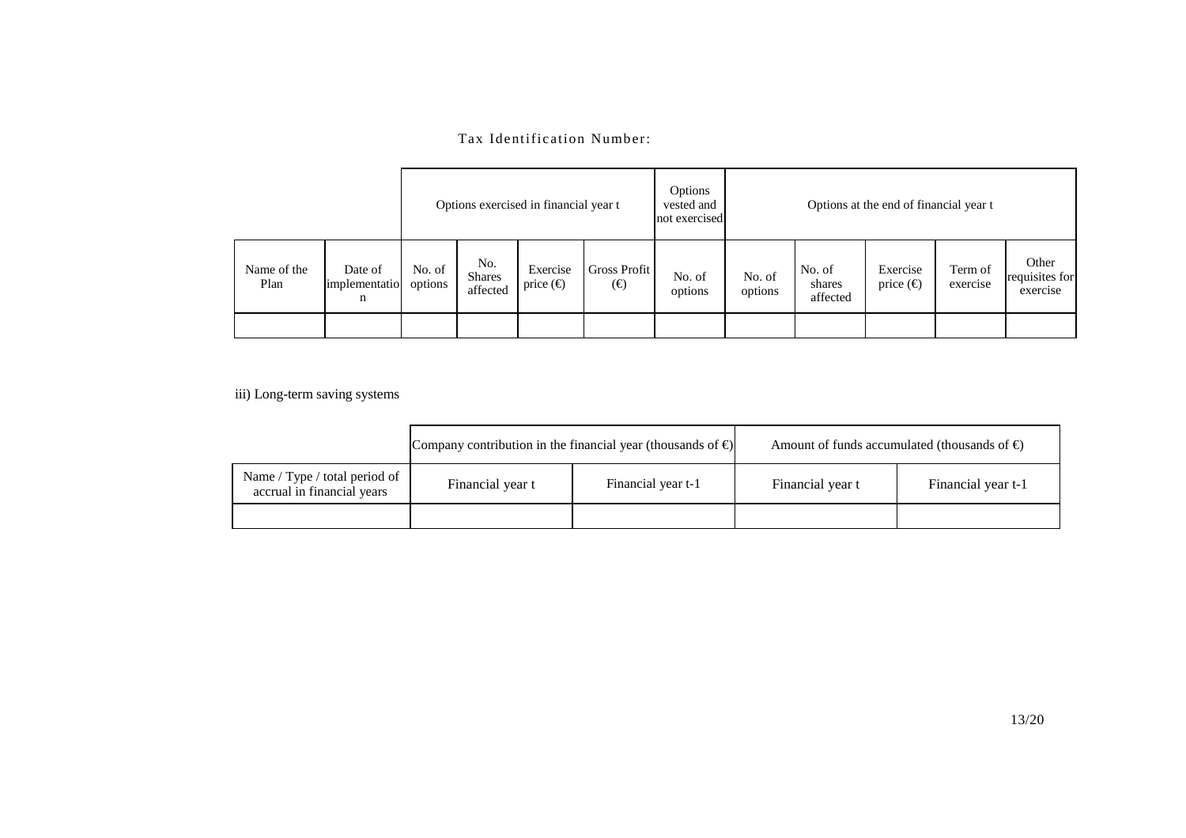Tax Identification Number:

| | | Options exercised in financial year t | | | | Options vested and not exercised | Options at the end of financial year t | | | | |
|---|---|---|---|---|---|---|---|---|---|---|---|
| Name of the Plan | Date of implementation | No. of options | No. Shares affected | Exercise price (€) | Gross Profit (€) | No. of options | No. of options | No. of shares affected | Exercise price (€) | Term of exercise | Other requisites for exercise |
| | | | | | | | | | | | |

iii) Long-term saving systems

| | Company contribution in the financial year (thousands of €) | | Amount of funds accumulated (thousands of €) | |
|---|---|---|---|---|
| Name / Type / total period of accrual in financial years | Financial year t | Financial year t-1 | Financial year t | Financial year t-1 |
| | | | | |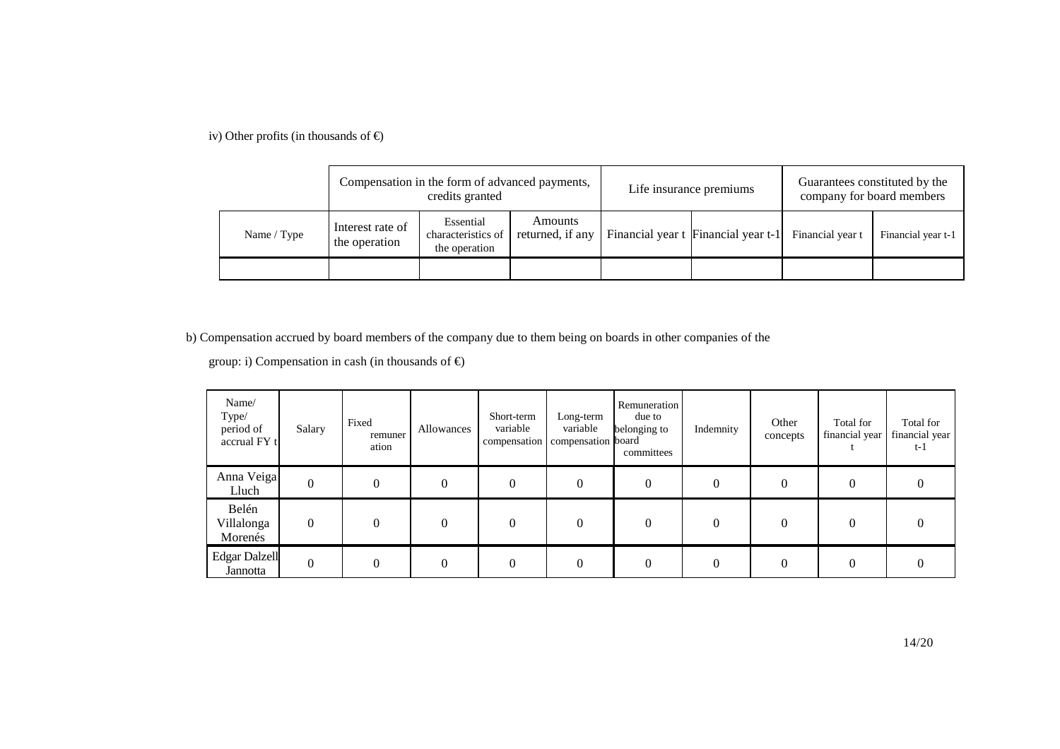iv) Other profits (in thousands of €)

| | Compensation in the form of advanced payments, credits granted | | | Life insurance premiums | | Guarantees constituted by the company for board members | |
|---|---|---|---|---|---|---|---|
| Name / Type | Interest rate of the operation | Essential characteristics of the operation | Amounts returned, if any | Financial year t | Financial year t-1 | Financial year t | Financial year t-1 |
| | | | | | | | |

b) Compensation accrued by board members of the company due to them being on boards in other companies of the

group: i) Compensation in cash (in thousands of €)

| Name/ Type/ period of accrual FY t | Salary | Fixed remuneration | Allowances | Short-term variable compensation | Long-term variable compensation | Remuneration due to belonging to board committees | Indemnity | Other concepts | Total for financial year t | Total for financial year t-1 |
|---|---|---|---|---|---|---|---|---|---|---|
| Anna Veiga Lluch | 0 | 0 | 0 | 0 | 0 | 0 | 0 | 0 | 0 | 0 |
| Belén Villalonga Morenés | 0 | 0 | 0 | 0 | 0 | 0 | 0 | 0 | 0 | 0 |
| Edgar Dalzell Jannotta | 0 | 0 | 0 | 0 | 0 | 0 | 0 | 0 | 0 | 0 |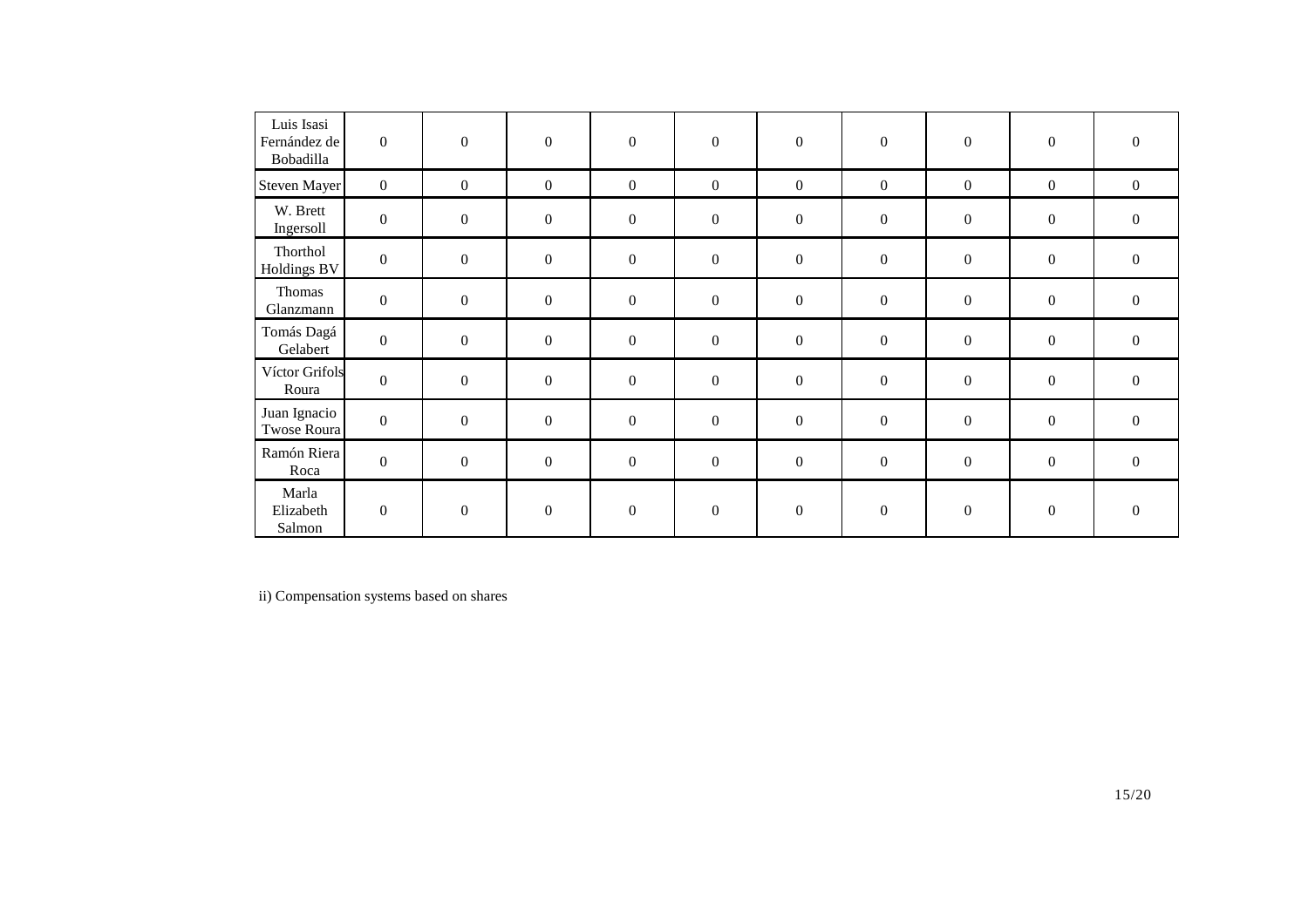| | | | | | | | | | | |
|---|---|---|---|---|---|---|---|---|---|---|
| Luis Isasi Fernández de Bobadilla | 0 | 0 | 0 | 0 | 0 | 0 | 0 | 0 | 0 | 0 |
| Steven Mayer | 0 | 0 | 0 | 0 | 0 | 0 | 0 | 0 | 0 | 0 |
| W. Brett Ingersoll | 0 | 0 | 0 | 0 | 0 | 0 | 0 | 0 | 0 | 0 |
| Thorthol Holdings BV | 0 | 0 | 0 | 0 | 0 | 0 | 0 | 0 | 0 | 0 |
| Thomas Glanzmann | 0 | 0 | 0 | 0 | 0 | 0 | 0 | 0 | 0 | 0 |
| Tomás Dagá Gelabert | 0 | 0 | 0 | 0 | 0 | 0 | 0 | 0 | 0 | 0 |
| Víctor Grifols Roura | 0 | 0 | 0 | 0 | 0 | 0 | 0 | 0 | 0 | 0 |
| Juan Ignacio Twose Roura | 0 | 0 | 0 | 0 | 0 | 0 | 0 | 0 | 0 | 0 |
| Ramón Riera Roca | 0 | 0 | 0 | 0 | 0 | 0 | 0 | 0 | 0 | 0 |
| Marla Elizabeth Salmon | 0 | 0 | 0 | 0 | 0 | 0 | 0 | 0 | 0 | 0 |

ii) Compensation systems based on shares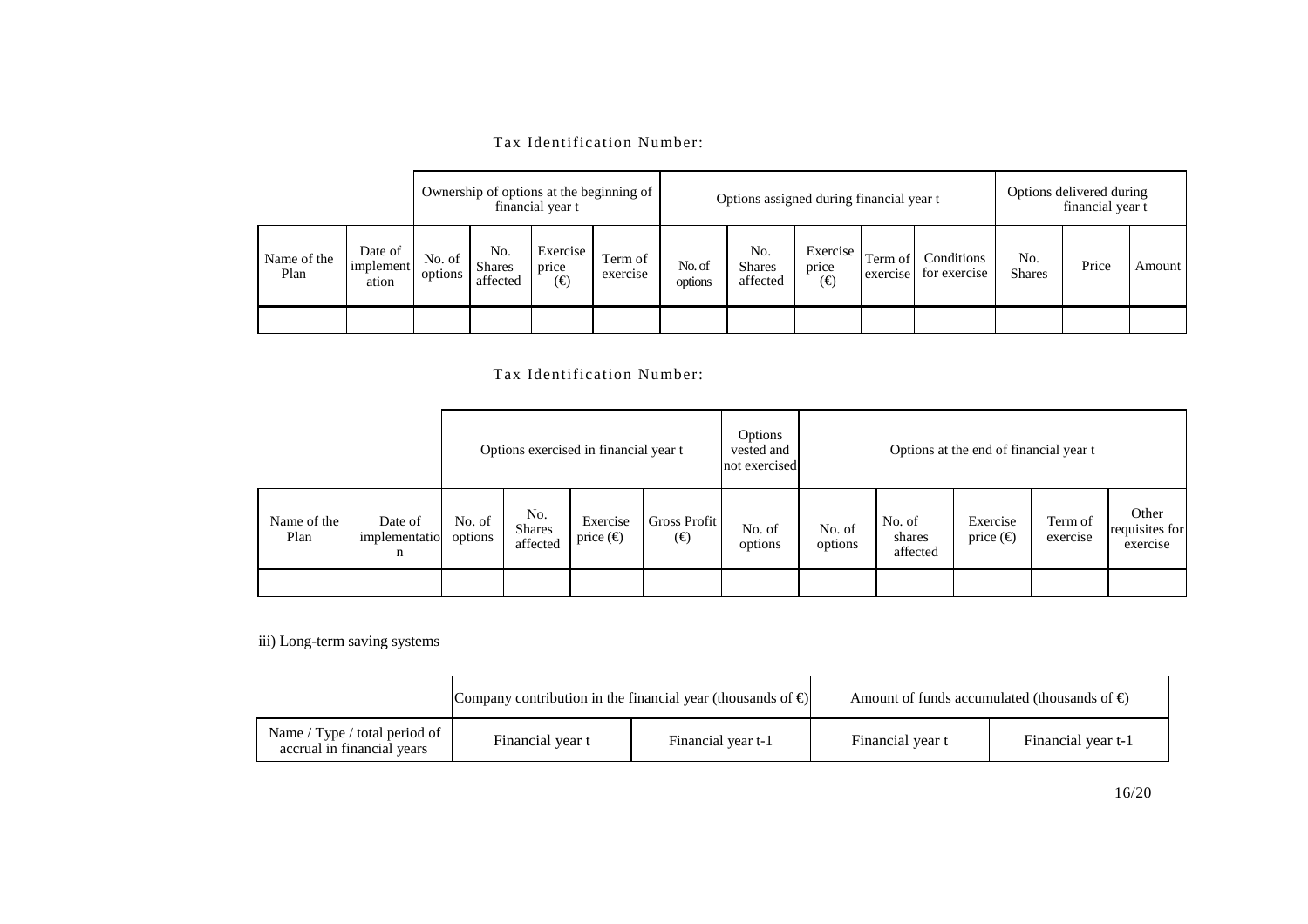Tax Identification Number:

| | | Ownership of options at the beginning of financial year t | | | | Options assigned during financial year t | | | | | Options delivered during financial year t | | |
|---|---|---|---|---|---|---|---|---|---|---|---|---|---|
| Name of the Plan | Date of implementation | No. of options | No. Shares affected | Exercise price (€) | Term of exercise | No. of options | No. Shares affected | Exercise price (€) | Term of exercise | Conditions for exercise | No. Shares | Price | Amount |
| | | | | | | | | | | | | | |

Tax Identification Number:

| | | Options exercised in financial year t | | | | Options vested and not exercised | Options at the end of financial year t | | | | |
|---|---|---|---|---|---|---|---|---|---|---|---|
| Name of the Plan | Date of implementation | No. of options | No. Shares affected | Exercise price (€) | Gross Profit (€) | No. of options | No. of options | No. of shares affected | Exercise price (€) | Term of exercise | Other requisites for exercise |
| | | | | | | | | | | | |

iii) Long-term saving systems

| | Company contribution in the financial year (thousands of €) | | Amount of funds accumulated (thousands of €) | |
|---|---|---|---|---|
| Name / Type / total period of accrual in financial years | Financial year t | Financial year t-1 | Financial year t | Financial year t-1 |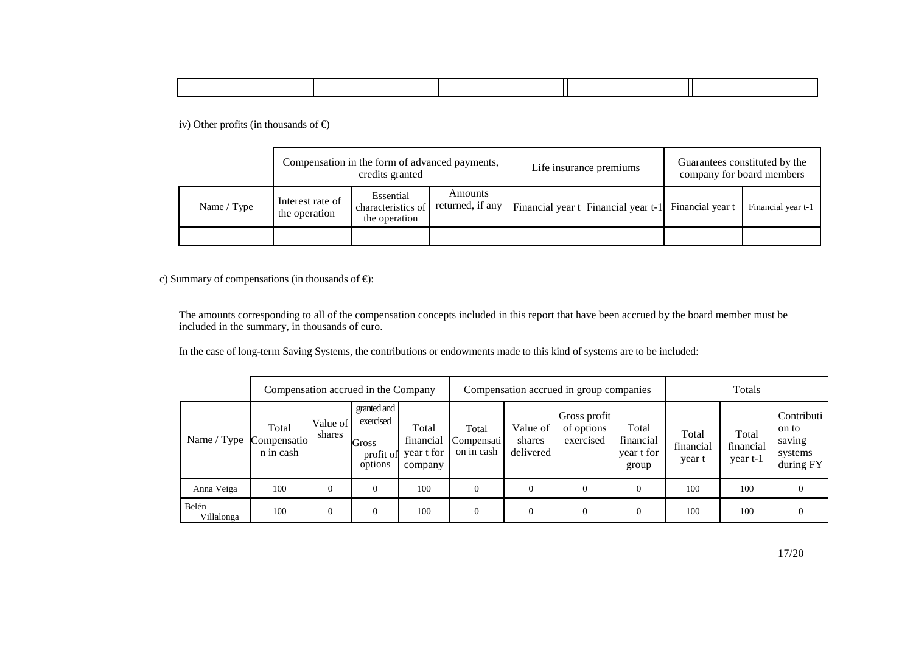| | | | | |
|---|---|---|---|---|
| | | | | |

iv) Other profits (in thousands of €)

| | Compensation in the form of advanced payments, credits granted | | | Life insurance premiums | | Guarantees constituted by the company for board members | |
|---|---|---|---|---|---|---|---|
| Name / Type | Interest rate of the operation | Essential characteristics of the operation | Amounts returned, if any | Financial year t | Financial year t-1 | Financial year t | Financial year t-1 |
| | | | | | | | |

c) Summary of compensations (in thousands of €):

The amounts corresponding to all of the compensation concepts included in this report that have been accrued by the board member must be included in the summary, in thousands of euro.

In the case of long-term Saving Systems, the contributions or endowments made to this kind of systems are to be included:

| | Compensation accrued in the Company | | | | Compensation accrued in group companies | | | | Totals | | |
|---|---|---|---|---|---|---|---|---|---|---|---|
| Name / Type | Total Compensation in cash | Value of shares | granted and exercised Gross profit of options | Total financial year t for company | Total Compensation in cash | Value of shares delivered | Gross profit of options exercised | Total financial year t for group | Total financial year t | Total financial year t-1 | Contribution to saving systems during FY |
| Anna Veiga | 100 | 0 | 0 | 100 | 0 | 0 | 0 | 0 | 100 | 100 | 0 |
| Belén Villalonga | 100 | 0 | 0 | 100 | 0 | 0 | 0 | 0 | 100 | 100 | 0 |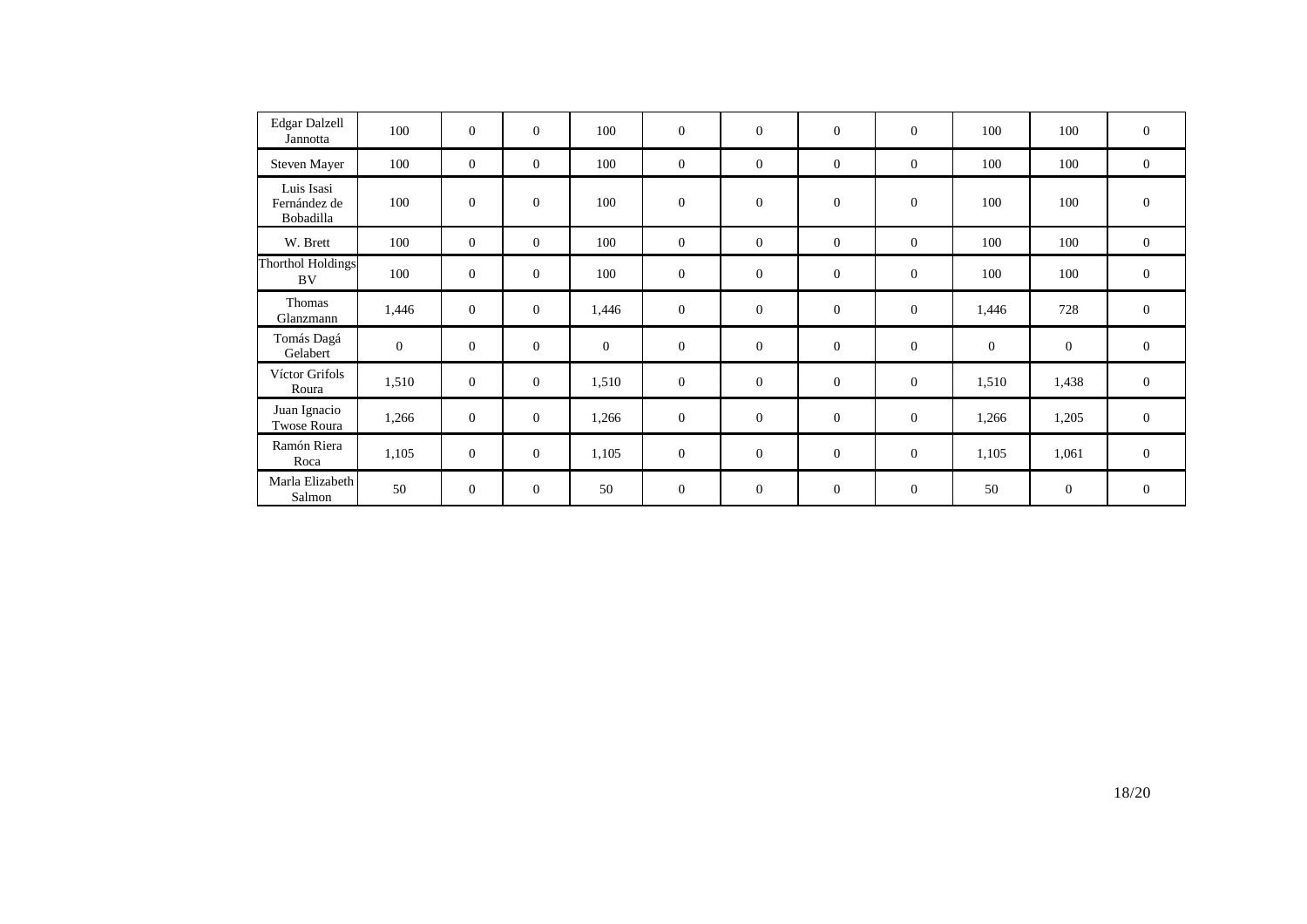| | | | | | | | | | | | |
|---|---|---|---|---|---|---|---|---|---|---|---|
| Edgar Dalzell Jannotta | 100 | 0 | 0 | 100 | 0 | 0 | 0 | 0 | 100 | 100 | 0 |
| Steven Mayer | 100 | 0 | 0 | 100 | 0 | 0 | 0 | 0 | 100 | 100 | 0 |
| Luis Isasi Fernández de Bobadilla | 100 | 0 | 0 | 100 | 0 | 0 | 0 | 0 | 100 | 100 | 0 |
| W. Brett | 100 | 0 | 0 | 100 | 0 | 0 | 0 | 0 | 100 | 100 | 0 |
| Thorthol Holdings BV | 100 | 0 | 0 | 100 | 0 | 0 | 0 | 0 | 100 | 100 | 0 |
| Thomas Glanzmann | 1,446 | 0 | 0 | 1,446 | 0 | 0 | 0 | 0 | 1,446 | 728 | 0 |
| Tomás Dagá Gelabert | 0 | 0 | 0 | 0 | 0 | 0 | 0 | 0 | 0 | 0 | 0 |
| Víctor Grifols Roura | 1,510 | 0 | 0 | 1,510 | 0 | 0 | 0 | 0 | 1,510 | 1,438 | 0 |
| Juan Ignacio Twose Roura | 1,266 | 0 | 0 | 1,266 | 0 | 0 | 0 | 0 | 1,266 | 1,205 | 0 |
| Ramón Riera Roca | 1,105 | 0 | 0 | 1,105 | 0 | 0 | 0 | 0 | 1,105 | 1,061 | 0 |
| Marla Elizabeth Salmon | 50 | 0 | 0 | 50 | 0 | 0 | 0 | 0 | 50 | 0 | 0 |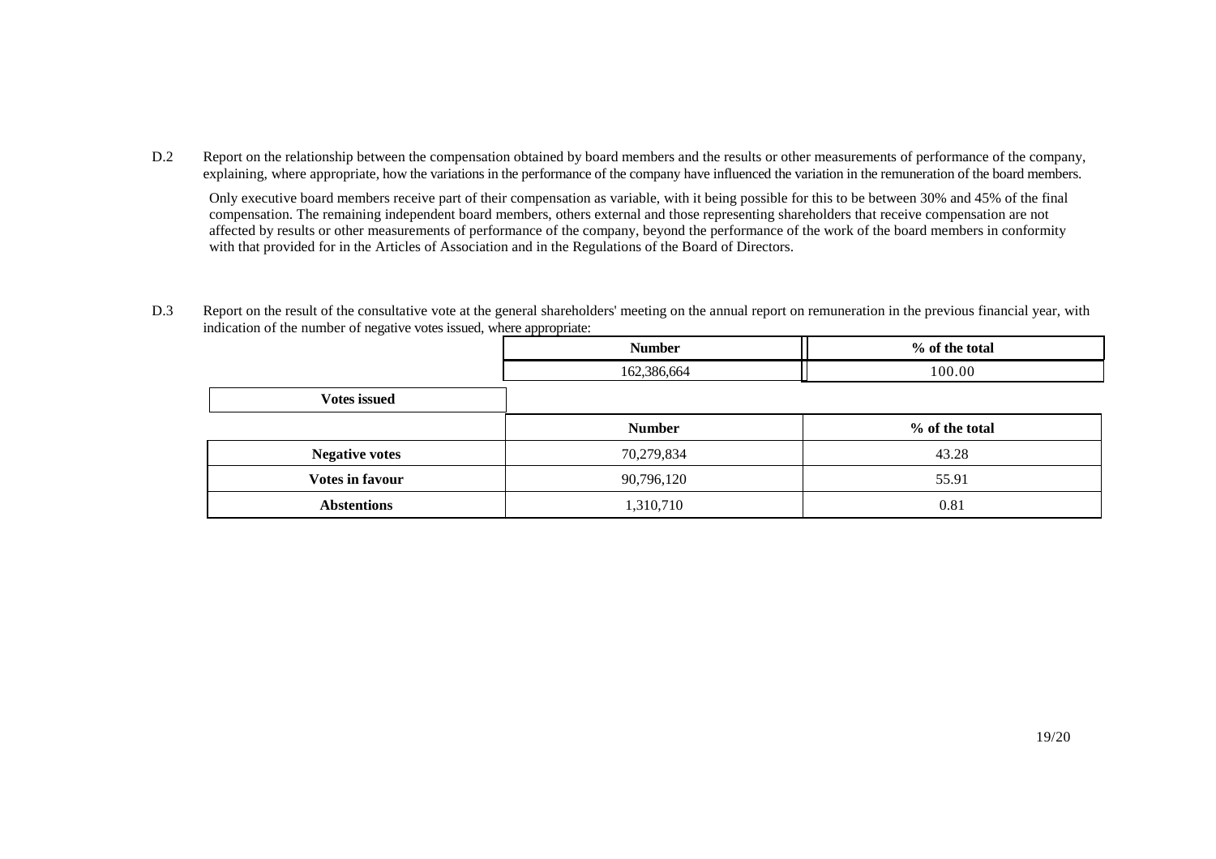D.2 Report on the relationship between the compensation obtained by board members and the results or other measurements of performance of the company, explaining, where appropriate, how the variations in the performance of the company have influenced the variation in the remuneration of the board members.

Only executive board members receive part of their compensation as variable, with it being possible for this to be between 30% and 45% of the final compensation. The remaining independent board members, others external and those representing shareholders that receive compensation are not affected by results or other measurements of performance of the company, beyond the performance of the work of the board members in conformity with that provided for in the Articles of Association and in the Regulations of the Board of Directors.

D.3 Report on the result of the consultative vote at the general shareholders' meeting on the annual report on remuneration in the previous financial year, with indication of the number of negative votes issued, where appropriate:

| | Number | % of the total |
|---|---|---|
| **Votes issued** | 162,386,664 | 100.00 |

| | Number | % of the total |
|---|---|---|
| **Negative votes** | 70,279,834 | 43.28 |
| **Votes in favour** | 90,796,120 | 55.91 |
| **Abstentions** | 1,310,710 | 0.81 |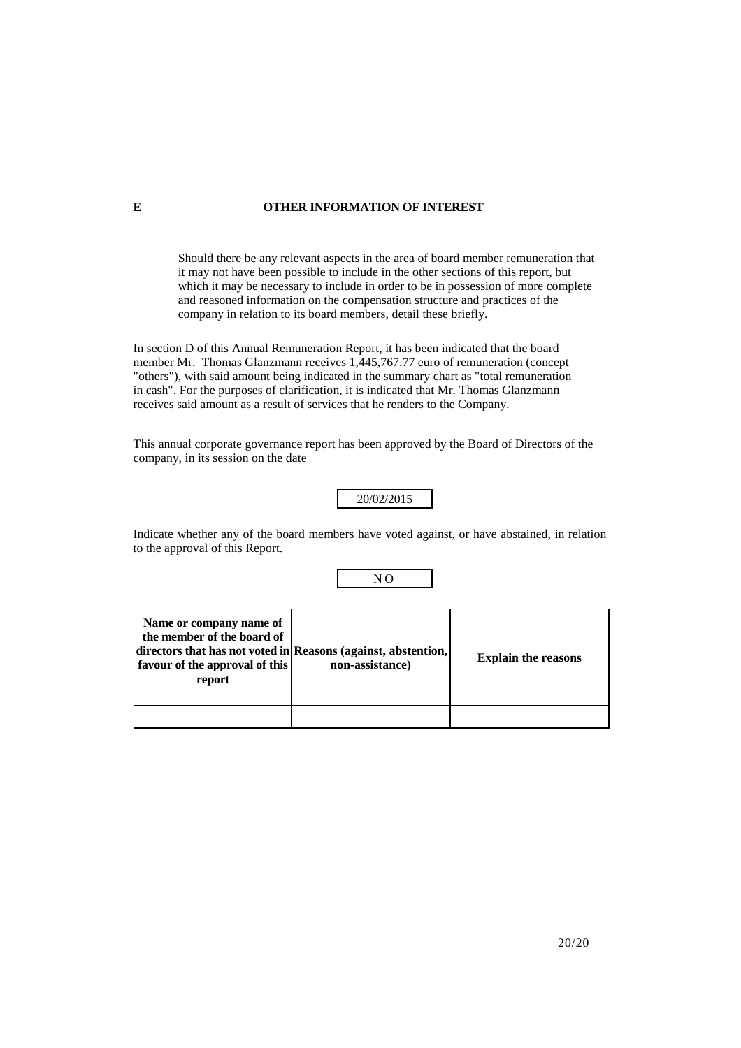## E OTHER INFORMATION OF INTEREST

Should there be any relevant aspects in the area of board member remuneration that it may not have been possible to include in the other sections of this report, but which it may be necessary to include in order to be in possession of more complete and reasoned information on the compensation structure and practices of the company in relation to its board members, detail these briefly.

In section D of this Annual Remuneration Report, it has been indicated that the board member Mr. Thomas Glanzmann receives 1,445,767.77 euro of remuneration (concept "others"), with said amount being indicated in the summary chart as "total remuneration in cash". For the purposes of clarification, it is indicated that Mr. Thomas Glanzmann receives said amount as a result of services that he renders to the Company.

This annual corporate governance report has been approved by the Board of Directors of the company, in its session on the date

20/02/2015

Indicate whether any of the board members have voted against, or have abstained, in relation to the approval of this Report.

NO

| Name or company name of the member of the board of directors that has not voted in favour of the approval of this report | Reasons (against, abstention, non-assistance) | Explain the reasons |
|---|---|---|
| | | |